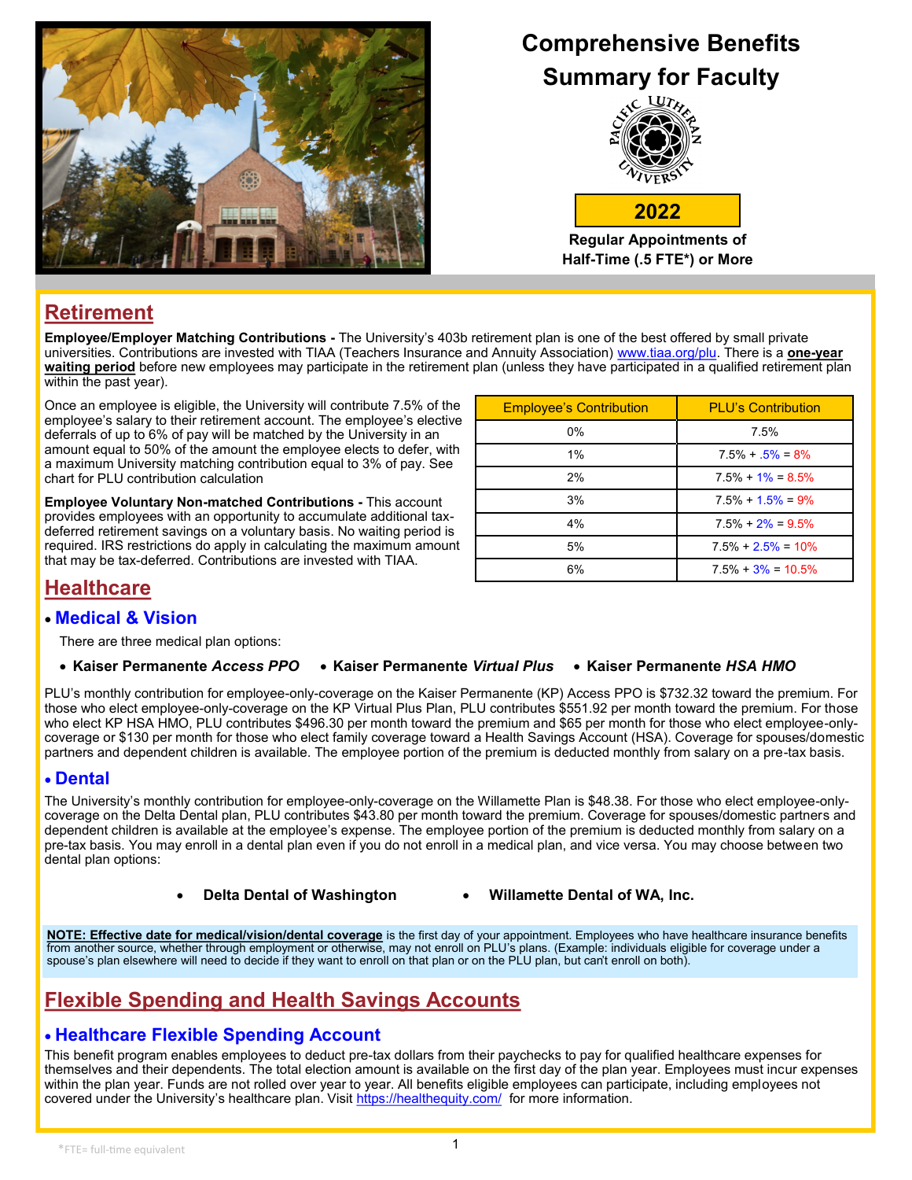# Comprehensive Benefits Summary for Faculty

**2022**

**Regular Appointments of Half-Time (.5 FTE*) or More**

## Retirement

**Employee/Employer Matching Contributions -** The University's 403b retirement plan is one of the best offered by small private universities. Contributions are invested with TIAA (Teachers Insurance and Annuity Association) www.tiaa.org/plu. There is a **one-year waiting period** before new employees may participate in the retirement plan (unless they have participated in a qualified retirement plan within the past year).

Once an employee is eligible, the University will contribute 7.5% of the employee's salary to their retirement account. The employee's elective deferrals of up to 6% of pay will be matched by the University in an amount equal to 50% of the amount the employee elects to defer, with a maximum University matching contribution equal to 3% of pay. See chart for PLU contribution calculation

**Employee Voluntary Non-matched Contributions -** This account provides employees with an opportunity to accumulate additional tax-deferred retirement savings on a voluntary basis. No waiting period is required. IRS restrictions do apply in calculating the maximum amount that may be tax-deferred. Contributions are invested with TIAA.

| Employee's Contribution | PLU's Contribution |
|---|---|
| 0% | 7.5% |
| 1% | 7.5% + .5% = 8% |
| 2% | 7.5% + 1% = 8.5% |
| 3% | 7.5% + 1.5% = 9% |
| 4% | 7.5% + 2% = 9.5% |
| 5% | 7.5% + 2.5% = 10% |
| 6% | 7.5% + 3% = 10.5% |

## Healthcare

### • Medical & Vision

There are three medical plan options:

- **Kaiser Permanente *Access PPO***
- **Kaiser Permanente *Virtual Plus***
- **Kaiser Permanente *HSA HMO***

PLU's monthly contribution for employee-only-coverage on the Kaiser Permanente (KP) Access PPO is $732.32 toward the premium. For those who elect employee-only-coverage on the KP Virtual Plus Plan, PLU contributes $551.92 per month toward the premium. For those who elect KP HSA HMO, PLU contributes $496.30 per month toward the premium and $65 per month for those who elect employee-only-coverage or $130 per month for those who elect family coverage toward a Health Savings Account (HSA). Coverage for spouses/domestic partners and dependent children is available. The employee portion of the premium is deducted monthly from salary on a pre-tax basis.

### • Dental

The University's monthly contribution for employee-only-coverage on the Willamette Plan is $48.38. For those who elect employee-only-coverage on the Delta Dental plan, PLU contributes $43.80 per month toward the premium. Coverage for spouses/domestic partners and dependent children is available at the employee's expense. The employee portion of the premium is deducted monthly from salary on a pre-tax basis. You may enroll in a dental plan even if you do not enroll in a medical plan, and vice versa. You may choose between two dental plan options:

- **Delta Dental of Washington**
- **Willamette Dental of WA, Inc.**

**NOTE: Effective date for medical/vision/dental coverage** is the first day of your appointment. Employees who have healthcare insurance benefits from another source, whether through employment or otherwise, may not enroll on PLU's plans. (Example: individuals eligible for coverage under a spouse's plan elsewhere will need to decide if they want to enroll on that plan or on the PLU plan, but can't enroll on both).

## Flexible Spending and Health Savings Accounts

### • Healthcare Flexible Spending Account

This benefit program enables employees to deduct pre-tax dollars from their paychecks to pay for qualified healthcare expenses for themselves and their dependents. The total election amount is available on the first day of the plan year. Employees must incur expenses within the plan year. Funds are not rolled over year to year. All benefits eligible employees can participate, including employees not covered under the University's healthcare plan. Visit https://healthequity.com/ for more information.

*FTE= full-time equivalent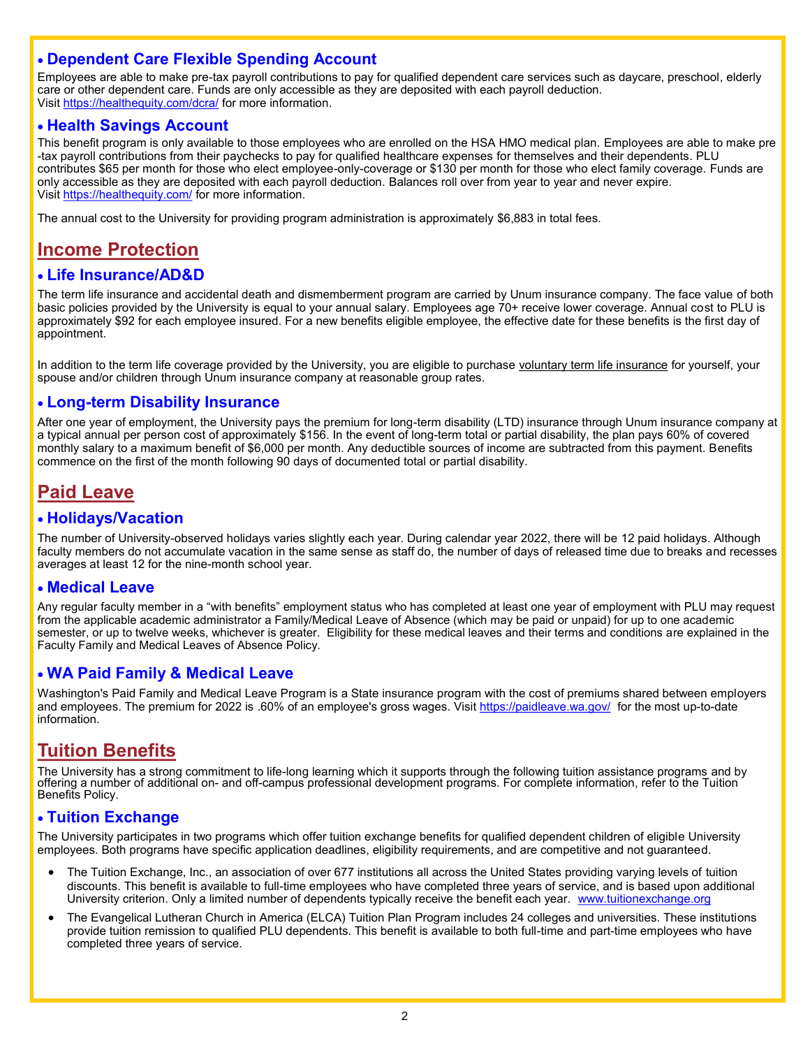### • Dependent Care Flexible Spending Account

Employees are able to make pre-tax payroll contributions to pay for qualified dependent care services such as daycare, preschool, elderly care or other dependent care. Funds are only accessible as they are deposited with each payroll deduction.
Visit https://healthequity.com/dcra/ for more information.

### • Health Savings Account

This benefit program is only available to those employees who are enrolled on the HSA HMO medical plan. Employees are able to make pre-tax payroll contributions from their paychecks to pay for qualified healthcare expenses for themselves and their dependents. PLU contributes $65 per month for those who elect employee-only-coverage or $130 per month for those who elect family coverage. Funds are only accessible as they are deposited with each payroll deduction. Balances roll over from year to year and never expire.
Visit https://healthequity.com/ for more information.

The annual cost to the University for providing program administration is approximately $6,883 in total fees.

## Income Protection

### • Life Insurance/AD&D

The term life insurance and accidental death and dismemberment program are carried by Unum insurance company. The face value of both basic policies provided by the University is equal to your annual salary. Employees age 70+ receive lower coverage. Annual cost to PLU is approximately $92 for each employee insured. For a new benefits eligible employee, the effective date for these benefits is the first day of appointment.

In addition to the term life coverage provided by the University, you are eligible to purchase voluntary term life insurance for yourself, your spouse and/or children through Unum insurance company at reasonable group rates.

### • Long-term Disability Insurance

After one year of employment, the University pays the premium for long-term disability (LTD) insurance through Unum insurance company at a typical annual per person cost of approximately $156. In the event of long-term total or partial disability, the plan pays 60% of covered monthly salary to a maximum benefit of $6,000 per month. Any deductible sources of income are subtracted from this payment. Benefits commence on the first of the month following 90 days of documented total or partial disability.

## Paid Leave

### • Holidays/Vacation

The number of University-observed holidays varies slightly each year. During calendar year 2022, there will be 12 paid holidays. Although faculty members do not accumulate vacation in the same sense as staff do, the number of days of released time due to breaks and recesses averages at least 12 for the nine-month school year.

### • Medical Leave

Any regular faculty member in a "with benefits" employment status who has completed at least one year of employment with PLU may request from the applicable academic administrator a Family/Medical Leave of Absence (which may be paid or unpaid) for up to one academic semester, or up to twelve weeks, whichever is greater. Eligibility for these medical leaves and their terms and conditions are explained in the Faculty Family and Medical Leaves of Absence Policy.

### • WA Paid Family & Medical Leave

Washington's Paid Family and Medical Leave Program is a State insurance program with the cost of premiums shared between employers and employees. The premium for 2022 is .60% of an employee's gross wages. Visit https://paidleave.wa.gov/ for the most up-to-date information.

## Tuition Benefits

The University has a strong commitment to life-long learning which it supports through the following tuition assistance programs and by offering a number of additional on- and off-campus professional development programs. For complete information, refer to the Tuition Benefits Policy.

### • Tuition Exchange

The University participates in two programs which offer tuition exchange benefits for qualified dependent children of eligible University employees. Both programs have specific application deadlines, eligibility requirements, and are competitive and not guaranteed.

- The Tuition Exchange, Inc., an association of over 677 institutions all across the United States providing varying levels of tuition discounts. This benefit is available to full-time employees who have completed three years of service, and is based upon additional University criterion. Only a limited number of dependents typically receive the benefit each year. www.tuitionexchange.org
- The Evangelical Lutheran Church in America (ELCA) Tuition Plan Program includes 24 colleges and universities. These institutions provide tuition remission to qualified PLU dependents. This benefit is available to both full-time and part-time employees who have completed three years of service.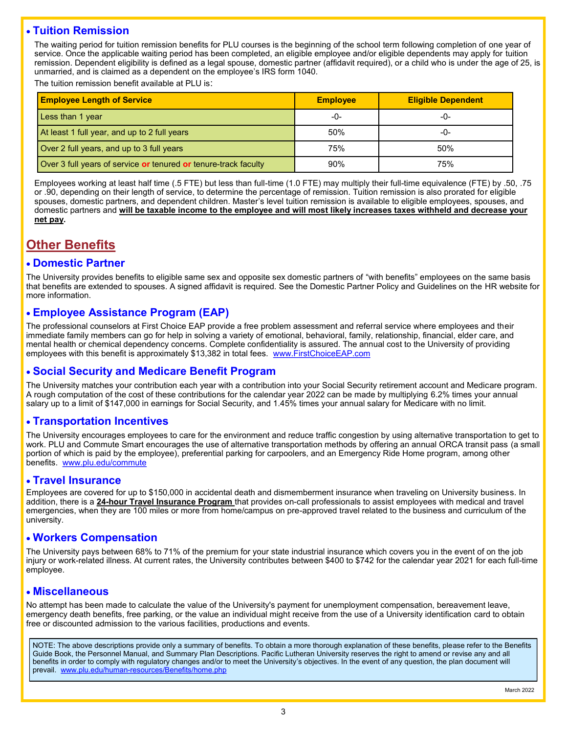## • Tuition Remission

The waiting period for tuition remission benefits for PLU courses is the beginning of the school term following completion of one year of service. Once the applicable waiting period has been completed, an eligible employee and/or eligible dependents may apply for tuition remission. Dependent eligibility is defined as a legal spouse, domestic partner (affidavit required), or a child who is under the age of 25, is unmarried, and is claimed as a dependent on the employee's IRS form 1040.

The tuition remission benefit available at PLU is:

| Employee Length of Service | Employee | Eligible Dependent |
|---|---|---|
| Less than 1 year | -0- | -0- |
| At least 1 full year, and up to 2 full years | 50% | -0- |
| Over 2 full years, and up to 3 full years | 75% | 50% |
| Over 3 full years of service **or** tenured **or** tenure-track faculty | 90% | 75% |

Employees working at least half time (.5 FTE) but less than full-time (1.0 FTE) may multiply their full-time equivalence (FTE) by .50, .75 or .90, depending on their length of service, to determine the percentage of remission. Tuition remission is also prorated for eligible spouses, domestic partners, and dependent children. Master's level tuition remission is available to eligible employees, spouses, and domestic partners and **will be taxable income to the employee and will most likely increases taxes withheld and decrease your net pay**.

# Other Benefits

## • Domestic Partner

The University provides benefits to eligible same sex and opposite sex domestic partners of "with benefits" employees on the same basis that benefits are extended to spouses. A signed affidavit is required. See the Domestic Partner Policy and Guidelines on the HR website for more information.

## • Employee Assistance Program (EAP)

The professional counselors at First Choice EAP provide a free problem assessment and referral service where employees and their immediate family members can go for help in solving a variety of emotional, behavioral, family, relationship, financial, elder care, and mental health or chemical dependency concerns. Complete confidentiality is assured. The annual cost to the University of providing employees with this benefit is approximately $13,382 in total fees. www.FirstChoiceEAP.com

## • Social Security and Medicare Benefit Program

The University matches your contribution each year with a contribution into your Social Security retirement account and Medicare program. A rough computation of the cost of these contributions for the calendar year 2022 can be made by multiplying 6.2% times your annual salary up to a limit of $147,000 in earnings for Social Security, and 1.45% times your annual salary for Medicare with no limit.

## • Transportation Incentives

The University encourages employees to care for the environment and reduce traffic congestion by using alternative transportation to get to work. PLU and Commute Smart encourages the use of alternative transportation methods by offering an annual ORCA transit pass (a small portion of which is paid by the employee), preferential parking for carpoolers, and an Emergency Ride Home program, among other benefits. www.plu.edu/commute

## • Travel Insurance

Employees are covered for up to $150,000 in accidental death and dismemberment insurance when traveling on University business. In addition, there is a **24-hour Travel Insurance Program** that provides on-call professionals to assist employees with medical and travel emergencies, when they are 100 miles or more from home/campus on pre-approved travel related to the business and curriculum of the university.

## • Workers Compensation

The University pays between 68% to 71% of the premium for your state industrial insurance which covers you in the event of on the job injury or work-related illness. At current rates, the University contributes between $400 to $742 for the calendar year 2021 for each full-time employee.

## • Miscellaneous

No attempt has been made to calculate the value of the University's payment for unemployment compensation, bereavement leave, emergency death benefits, free parking, or the value an individual might receive from the use of a University identification card to obtain free or discounted admission to the various facilities, productions and events.

NOTE: The above descriptions provide only a summary of benefits. To obtain a more thorough explanation of these benefits, please refer to the Benefits Guide Book, the Personnel Manual, and Summary Plan Descriptions. Pacific Lutheran University reserves the right to amend or revise any and all benefits in order to comply with regulatory changes and/or to meet the University's objectives. In the event of any question, the plan document will prevail. www.plu.edu/human-resources/Benefits/home.php

March 2022